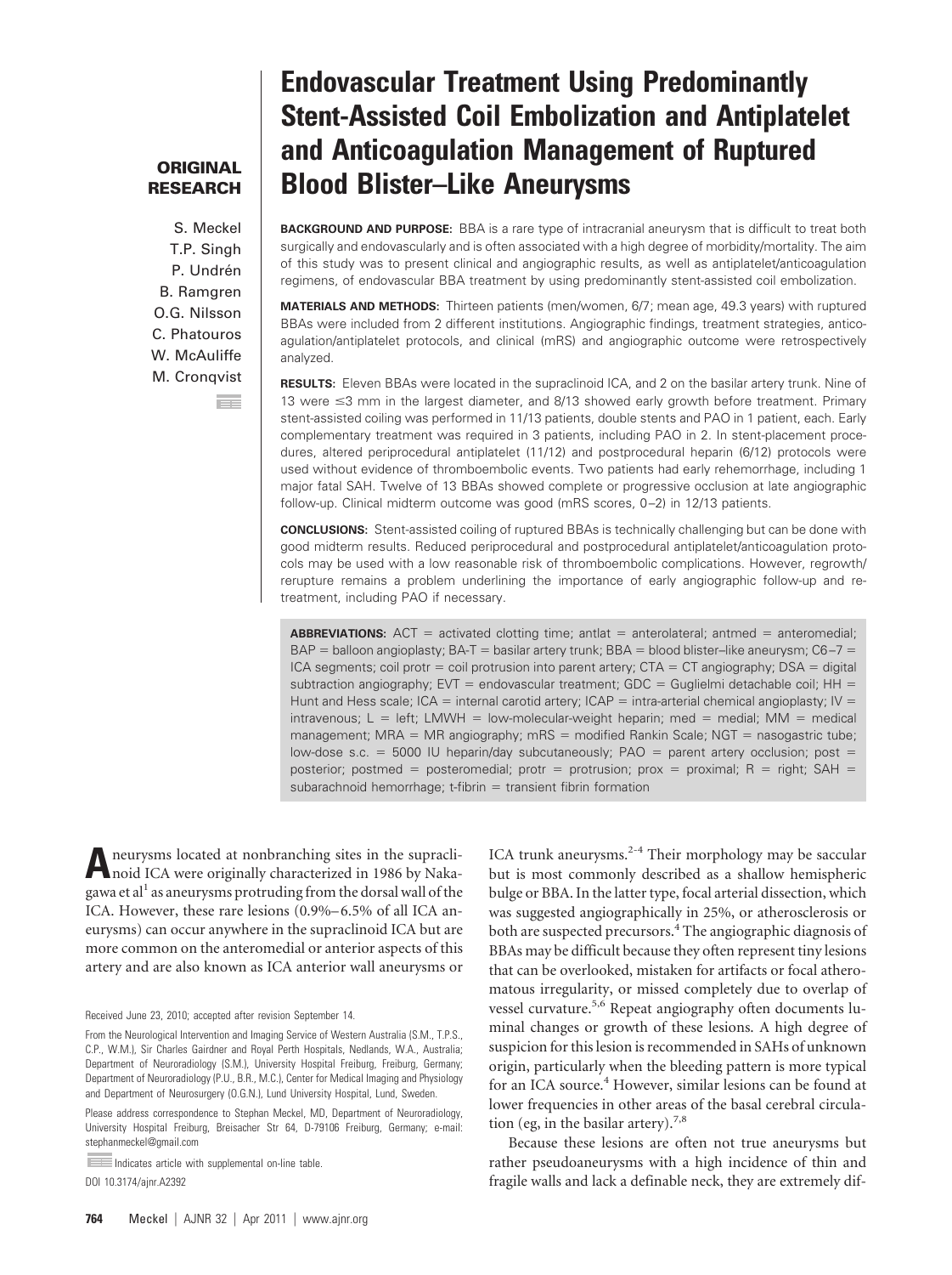**ORIGINAL RESEARCH**

# Endovascular Treatment Using Predominantly Stent-Assisted Coil Embolization and Antiplatelet and Anticoagulation Management of Ruptured Blood Blister–Like Aneurysms

S. Meckel
T.P. Singh
P. Undrén
B. Ramgren
O.G. Nilsson
C. Phatouros
W. McAuliffe
M. Cronqvist

**BACKGROUND AND PURPOSE:** BBA is a rare type of intracranial aneurysm that is difficult to treat both surgically and endovascularly and is often associated with a high degree of morbidity/mortality. The aim of this study was to present clinical and angiographic results, as well as antiplatelet/anticoagulation regimens, of endovascular BBA treatment by using predominantly stent-assisted coil embolization.

**MATERIALS AND METHODS:** Thirteen patients (men/women, 6/7; mean age, 49.3 years) with ruptured BBAs were included from 2 different institutions. Angiographic findings, treatment strategies, anticoagulation/antiplatelet protocols, and clinical (mRS) and angiographic outcome were retrospectively analyzed.

**RESULTS:** Eleven BBAs were located in the supraclinoid ICA, and 2 on the basilar artery trunk. Nine of 13 were ≤3 mm in the largest diameter, and 8/13 showed early growth before treatment. Primary stent-assisted coiling was performed in 11/13 patients, double stents and PAO in 1 patient, each. Early complementary treatment was required in 3 patients, including PAO in 2. In stent-placement procedures, altered periprocedural antiplatelet (11/12) and postprocedural heparin (6/12) protocols were used without evidence of thromboembolic events. Two patients had early rehemorrhage, including 1 major fatal SAH. Twelve of 13 BBAs showed complete or progressive occlusion at late angiographic follow-up. Clinical midterm outcome was good (mRS scores, 0–2) in 12/13 patients.

**CONCLUSIONS:** Stent-assisted coiling of ruptured BBAs is technically challenging but can be done with good midterm results. Reduced periprocedural and postprocedural antiplatelet/anticoagulation protocols may be used with a low reasonable risk of thromboembolic complications. However, regrowth/rerupture remains a problem underlining the importance of early angiographic follow-up and retreatment, including PAO if necessary.

**ABBREVIATIONS:** ACT = activated clotting time; antlat = anterolateral; antmed = anteromedial; BAP = balloon angioplasty; BA-T = basilar artery trunk; BBA = blood blister–like aneurysm; C6–7 = ICA segments; coil protr = coil protrusion into parent artery; CTA = CT angiography; DSA = digital subtraction angiography; EVT = endovascular treatment; GDC = Guglielmi detachable coil; HH = Hunt and Hess scale; ICA = internal carotid artery; ICAP = intra-arterial chemical angioplasty; IV = intravenous; L = left; LMWH = low-molecular-weight heparin; med = medial; MM = medical management; MRA = MR angiography; mRS = modified Rankin Scale; NGT = nasogastric tube; low-dose s.c. = 5000 IU heparin/day subcutaneously; PAO = parent artery occlusion; post = posterior; postmed = posteromedial; protr = protrusion; prox = proximal; R = right; SAH = subarachnoid hemorrhage; t-fibrin = transient fibrin formation

Aneurysms located at nonbranching sites in the supraclinoid ICA were originally characterized in 1986 by Nakagawa et al[1] as aneurysms protruding from the dorsal wall of the ICA. However, these rare lesions (0.9%–6.5% of all ICA aneurysms) can occur anywhere in the supraclinoid ICA but are more common on the anteromedial or anterior aspects of this artery and are also known as ICA anterior wall aneurysms or ICA trunk aneurysms.[2-4] Their morphology may be saccular but is most commonly described as a shallow hemispheric bulge or BBA. In the latter type, focal arterial dissection, which was suggested angiographically in 25%, or atherosclerosis or both are suspected precursors.[4] The angiographic diagnosis of BBAs may be difficult because they often represent tiny lesions that can be overlooked, mistaken for artifacts or focal atheromatous irregularity, or missed completely due to overlap of vessel curvature.[5,6] Repeat angiography often documents luminal changes or growth of these lesions. A high degree of suspicion for this lesion is recommended in SAHs of unknown origin, particularly when the bleeding pattern is more typical for an ICA source.[4] However, similar lesions can be found at lower frequencies in other areas of the basal cerebral circulation (eg, in the basilar artery).[7,8]

Because these lesions are often not true aneurysms but rather pseudoaneurysms with a high incidence of thin and fragile walls and lack a definable neck, they are extremely dif-

Received June 23, 2010; accepted after revision September 14.

From the Neurological Intervention and Imaging Service of Western Australia (S.M., T.P.S., C.P., W.M.), Sir Charles Gairdner and Royal Perth Hospitals, Nedlands, W.A., Australia; Department of Neuroradiology (S.M.), University Hospital Freiburg, Freiburg, Germany; Department of Neuroradiology (P.U., B.R., M.C.), Center for Medical Imaging and Physiology and Department of Neurosurgery (O.G.N.), Lund University Hospital, Lund, Sweden.

Please address correspondence to Stephan Meckel, MD, Department of Neuroradiology, University Hospital Freiburg, Breisacher Str 64, D-79106 Freiburg, Germany; e-mail: stephanmeckel@gmail.com

Indicates article with supplemental on-line table.

DOI 10.3174/ajnr.A2392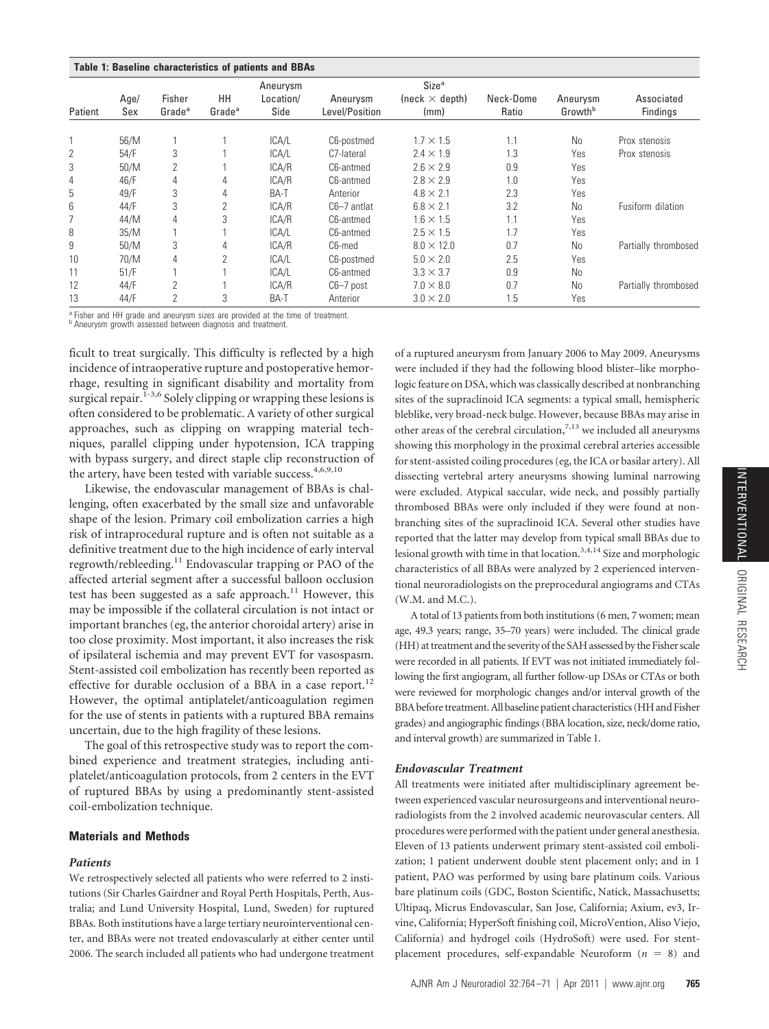**Table 1: Baseline characteristics of patients and BBAs**

| Patient | Age/Sex | Fisher Grade[a] | HH Grade[a] | Aneurysm Location/Side | Aneurysm Level/Position | Size[a] (neck × depth) (mm) | Neck-Dome Ratio | Aneurysm Growth[b] | Associated Findings |
|---|---|---|---|---|---|---|---|---|---|
| 1 | 56/M | 1 | 1 | ICA/L | C6-postmed | 1.7 × 1.5 | 1.1 | No | Prox stenosis |
| 2 | 54/F | 3 | 1 | ICA/L | C7-lateral | 2.4 × 1.9 | 1.3 | Yes | Prox stenosis |
| 3 | 50/M | 2 | 1 | ICA/R | C6-antmed | 2.6 × 2.9 | 0.9 | Yes | |
| 4 | 46/F | 4 | 4 | ICA/R | C6-antmed | 2.8 × 2.9 | 1.0 | Yes | |
| 5 | 49/F | 3 | 4 | BA-T | Anterior | 4.8 × 2.1 | 2.3 | Yes | |
| 6 | 44/F | 3 | 2 | ICA/R | C6–7 antlat | 6.8 × 2.1 | 3.2 | No | Fusiform dilation |
| 7 | 44/M | 4 | 3 | ICA/R | C6-antmed | 1.6 × 1.5 | 1.1 | Yes | |
| 8 | 35/M | 1 | 1 | ICA/L | C6-antmed | 2.5 × 1.5 | 1.7 | Yes | |
| 9 | 50/M | 3 | 4 | ICA/R | C6-med | 8.0 × 12.0 | 0.7 | No | Partially thrombosed |
| 10 | 70/M | 4 | 2 | ICA/L | C6-postmed | 5.0 × 2.0 | 2.5 | Yes | |
| 11 | 51/F | 1 | 1 | ICA/L | C6-antmed | 3.3 × 3.7 | 0.9 | No | |
| 12 | 44/F | 2 | 1 | ICA/R | C6–7 post | 7.0 × 8.0 | 0.7 | No | Partially thrombosed |
| 13 | 44/F | 2 | 3 | BA-T | Anterior | 3.0 × 2.0 | 1.5 | Yes | |

[a] Fisher and HH grade and aneurysm sizes are provided at the time of treatment.
[b] Aneurysm growth assessed between diagnosis and treatment.

ficult to treat surgically. This difficulty is reflected by a high incidence of intraoperative rupture and postoperative hemorrhage, resulting in significant disability and mortality from surgical repair.[1-3,6] Solely clipping or wrapping these lesions is often considered to be problematic. A variety of other surgical approaches, such as clipping on wrapping material techniques, parallel clipping under hypotension, ICA trapping with bypass surgery, and direct staple clip reconstruction of the artery, have been tested with variable success.[4,6,9,10]

Likewise, the endovascular management of BBAs is challenging, often exacerbated by the small size and unfavorable shape of the lesion. Primary coil embolization carries a high risk of intraprocedural rupture and is often not suitable as a definitive treatment due to the high incidence of early interval regrowth/rebleeding.[11] Endovascular trapping or PAO of the affected arterial segment after a successful balloon occlusion test has been suggested as a safe approach.[11] However, this may be impossible if the collateral circulation is not intact or important branches (eg, the anterior choroidal artery) arise in too close proximity. Most important, it also increases the risk of ipsilateral ischemia and may prevent EVT for vasospasm. Stent-assisted coil embolization has recently been reported as effective for durable occlusion of a BBA in a case report.[12] However, the optimal antiplatelet/anticoagulation regimen for the use of stents in patients with a ruptured BBA remains uncertain, due to the high fragility of these lesions.

The goal of this retrospective study was to report the combined experience and treatment strategies, including antiplatelet/anticoagulation protocols, from 2 centers in the EVT of ruptured BBAs by using a predominantly stent-assisted coil-embolization technique.

## Materials and Methods

### Patients

We retrospectively selected all patients who were referred to 2 institutions (Sir Charles Gairdner and Royal Perth Hospitals, Perth, Australia; and Lund University Hospital, Lund, Sweden) for ruptured BBAs. Both institutions have a large tertiary neurointerventional center, and BBAs were not treated endovascularly at either center until 2006. The search included all patients who had undergone treatment of a ruptured aneurysm from January 2006 to May 2009. Aneurysms were included if they had the following blood blister–like morphologic feature on DSA, which was classically described at nonbranching sites of the supraclinoid ICA segments: a typical small, hemispheric bleblike, very broad-neck bulge. However, because BBAs may arise in other areas of the cerebral circulation,[7,13] we included all aneurysms showing this morphology in the proximal cerebral arteries accessible for stent-assisted coiling procedures (eg, the ICA or basilar artery). All dissecting vertebral artery aneurysms showing luminal narrowing were excluded. Atypical saccular, wide neck, and possibly partially thrombosed BBAs were only included if they were found at nonbranching sites of the supraclinoid ICA. Several other studies have reported that the latter may develop from typical small BBAs due to lesional growth with time in that location.[3,4,14] Size and morphologic characteristics of all BBAs were analyzed by 2 experienced interventional neuroradiologists on the preprocedural angiograms and CTAs (W.M. and M.C.).

A total of 13 patients from both institutions (6 men, 7 women; mean age, 49.3 years; range, 35–70 years) were included. The clinical grade (HH) at treatment and the severity of the SAH assessed by the Fisher scale were recorded in all patients. If EVT was not initiated immediately following the first angiogram, all further follow-up DSAs or CTAs or both were reviewed for morphologic changes and/or interval growth of the BBA before treatment. All baseline patient characteristics (HH and Fisher grades) and angiographic findings (BBA location, size, neck/dome ratio, and interval growth) are summarized in Table 1.

### Endovascular Treatment

All treatments were initiated after multidisciplinary agreement between experienced vascular neurosurgeons and interventional neuroradiologists from the 2 involved academic neurovascular centers. All procedures were performed with the patient under general anesthesia. Eleven of 13 patients underwent primary stent-assisted coil embolization; 1 patient underwent double stent placement only; and in 1 patient, PAO was performed by using bare platinum coils. Various bare platinum coils (GDC, Boston Scientific, Natick, Massachusetts; Ultipaq, Micrus Endovascular, San Jose, California; Axium, ev3, Irvine, California; HyperSoft finishing coil, MicroVention, Aliso Viejo, California) and hydrogel coils (HydroSoft) were used. For stent-placement procedures, self-expandable Neuroform ($n = 8$) and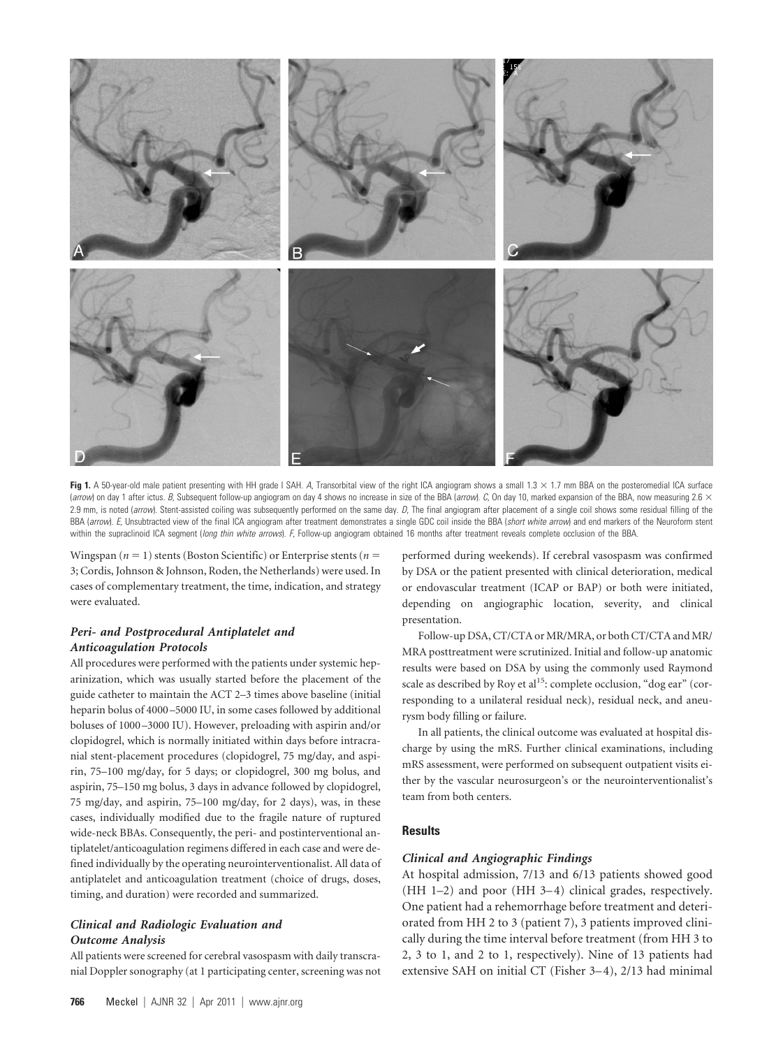**Fig 1.** A 50-year-old male patient presenting with HH grade I SAH. *A*, Transorbital view of the right ICA angiogram shows a small 1.3 × 1.7 mm BBA on the posteromedial ICA surface (*arrow*) on day 1 after ictus. *B*, Subsequent follow-up angiogram on day 4 shows no increase in size of the BBA (*arrow*). *C*, On day 10, marked expansion of the BBA, now measuring 2.6 × 2.9 mm, is noted (*arrow*). Stent-assisted coiling was subsequently performed on the same day. *D*, The final angiogram after placement of a single coil shows some residual filling of the BBA (*arrow*). *E*, Unsubtracted view of the final ICA angiogram after treatment demonstrates a single GDC coil inside the BBA (*short white arrow*) and end markers of the Neuroform stent within the supraclinoid ICA segment (*long thin white arrows*). *F*, Follow-up angiogram obtained 16 months after treatment reveals complete occlusion of the BBA.

Wingspan ($n = 1$) stents (Boston Scientific) or Enterprise stents ($n = 3$; Cordis, Johnson & Johnson, Roden, the Netherlands) were used. In cases of complementary treatment, the time, indication, and strategy were evaluated.

### *Peri- and Postprocedural Antiplatelet and Anticoagulation Protocols*

All procedures were performed with the patients under systemic heparinization, which was usually started before the placement of the guide catheter to maintain the ACT 2–3 times above baseline (initial heparin bolus of 4000–5000 IU, in some cases followed by additional boluses of 1000–3000 IU). However, preloading with aspirin and/or clopidogrel, which is normally initiated within days before intracranial stent-placement procedures (clopidogrel, 75 mg/day, and aspirin, 75–100 mg/day, for 5 days; or clopidogrel, 300 mg bolus, and aspirin, 75–150 mg bolus, 3 days in advance followed by clopidogrel, 75 mg/day, and aspirin, 75–100 mg/day, for 2 days), was, in these cases, individually modified due to the fragile nature of ruptured wide-neck BBAs. Consequently, the peri- and postinterventional antiplatelet/anticoagulation regimens differed in each case and were defined individually by the operating neurointerventionalist. All data of antiplatelet and anticoagulation treatment (choice of drugs, doses, timing, and duration) were recorded and summarized.

### *Clinical and Radiologic Evaluation and Outcome Analysis*

All patients were screened for cerebral vasospasm with daily transcranial Doppler sonography (at 1 participating center, screening was not performed during weekends). If cerebral vasospasm was confirmed by DSA or the patient presented with clinical deterioration, medical or endovascular treatment (ICAP or BAP) or both were initiated, depending on angiographic location, severity, and clinical presentation.

Follow-up DSA, CT/CTA or MR/MRA, or both CT/CTA and MR/MRA posttreatment were scrutinized. Initial and follow-up anatomic results were based on DSA by using the commonly used Raymond scale as described by Roy et al[15]: complete occlusion, "dog ear" (corresponding to a unilateral residual neck), residual neck, and aneurysm body filling or failure.

In all patients, the clinical outcome was evaluated at hospital discharge by using the mRS. Further clinical examinations, including mRS assessment, were performed on subsequent outpatient visits either by the vascular neurosurgeon's or the neurointerventionalist's team from both centers.

## Results

### *Clinical and Angiographic Findings*

At hospital admission, 7/13 and 6/13 patients showed good (HH 1–2) and poor (HH 3–4) clinical grades, respectively. One patient had a rehemorrhage before treatment and deteriorated from HH 2 to 3 (patient 7), 3 patients improved clinically during the time interval before treatment (from HH 3 to 2, 3 to 1, and 2 to 1, respectively). Nine of 13 patients had extensive SAH on initial CT (Fisher 3–4), 2/13 had minimal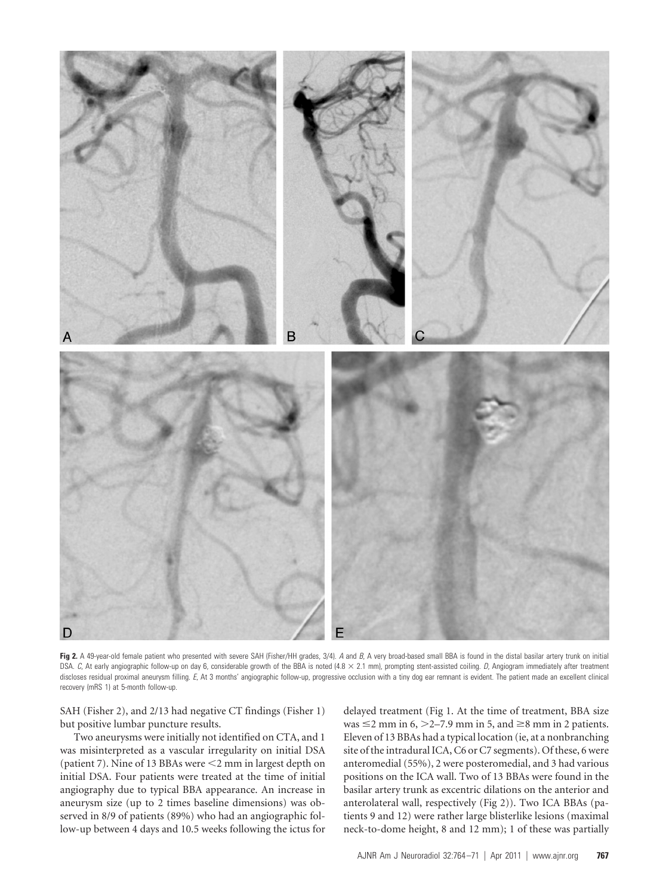**Fig 2.** A 49-year-old female patient who presented with severe SAH (Fisher/HH grades, 3/4). *A* and *B*, A very broad-based small BBA is found in the distal basilar artery trunk on initial DSA. *C*, At early angiographic follow-up on day 6, considerable growth of the BBA is noted (4.8 × 2.1 mm), prompting stent-assisted coiling. *D*, Angiogram immediately after treatment discloses residual proximal aneurysm filling. *E*, At 3 months' angiographic follow-up, progressive occlusion with a tiny dog ear remnant is evident. The patient made an excellent clinical recovery (mRS 1) at 5-month follow-up.

SAH (Fisher 2), and 2/13 had negative CT findings (Fisher 1) but positive lumbar puncture results.

Two aneurysms were initially not identified on CTA, and 1 was misinterpreted as a vascular irregularity on initial DSA (patient 7). Nine of 13 BBAs were <2 mm in largest depth on initial DSA. Four patients were treated at the time of initial angiography due to typical BBA appearance. An increase in aneurysm size (up to 2 times baseline dimensions) was observed in 8/9 of patients (89%) who had an angiographic follow-up between 4 days and 10.5 weeks following the ictus for delayed treatment (Fig 1. At the time of treatment, BBA size was ≤2 mm in 6, >2–7.9 mm in 5, and ≥8 mm in 2 patients. Eleven of 13 BBAs had a typical location (ie, at a nonbranching site of the intradural ICA, C6 or C7 segments). Of these, 6 were anteromedial (55%), 2 were posteromedial, and 3 had various positions on the ICA wall. Two of 13 BBAs were found in the basilar artery trunk as excentric dilations on the anterior and anterolateral wall, respectively (Fig 2)). Two ICA BBAs (patients 9 and 12) were rather large blisterlike lesions (maximal neck-to-dome height, 8 and 12 mm); 1 of these was partially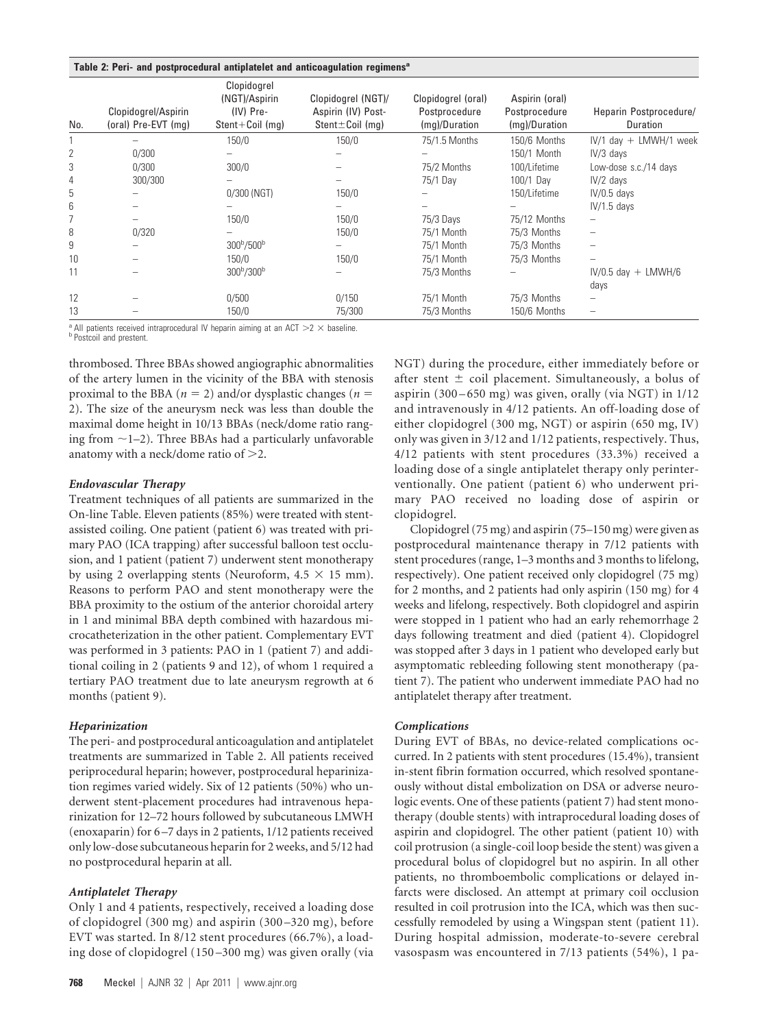**Table 2: Peri- and postprocedural antiplatelet and anticoagulation regimens[a]**

| No. | Clopidogrel/Aspirin (oral) Pre-EVT (mg) | Clopidogrel (NGT)/Aspirin (IV) Pre-Stent+Coil (mg) | Clopidogrel (NGT)/ Aspirin (IV) Post-Stent±Coil (mg) | Clopidogrel (oral) Postprocedure (mg)/Duration | Aspirin (oral) Postprocedure (mg)/Duration | Heparin Postprocedure/ Duration |
|---|---|---|---|---|---|---|
| 1 | – | 150/0 | 150/0 | 75/1.5 Months | 150/6 Months | IV/1 day + LMWH/1 week |
| 2 | 0/300 | – | – | – | 150/1 Month | IV/3 days |
| 3 | 0/300 | 300/0 | – | 75/2 Months | 100/Lifetime | Low-dose s.c./14 days |
| 4 | 300/300 | – | – | 75/1 Day | 100/1 Day | IV/2 days |
| 5 | – | 0/300 (NGT) | 150/0 | – | 150/Lifetime | IV/0.5 days |
| 6 | – | – | – | – | – | IV/1.5 days |
| 7 | – | 150/0 | 150/0 | 75/3 Days | 75/12 Months | – |
| 8 | 0/320 | – | 150/0 | 75/1 Month | 75/3 Months | – |
| 9 | – | 300[b]/500[b] | – | 75/1 Month | 75/3 Months | – |
| 10 | – | 150/0 | 150/0 | 75/1 Month | 75/3 Months | – |
| 11 | – | 300[b]/300[b] | – | 75/3 Months | – | IV/0.5 day + LMWH/6 days |
| 12 | – | 0/500 | 0/150 | 75/1 Month | 75/3 Months | – |
| 13 | – | 150/0 | 75/300 | 75/3 Months | 150/6 Months | – |

[a] All patients received intraprocedural IV heparin aiming at an ACT >2 × baseline.
[b] Postcoil and prestent.

thrombosed. Three BBAs showed angiographic abnormalities of the artery lumen in the vicinity of the BBA with stenosis proximal to the BBA ($n = 2$) and/or dysplastic changes ($n = 2$). The size of the aneurysm neck was less than double the maximal dome height in 10/13 BBAs (neck/dome ratio ranging from ~1–2). Three BBAs had a particularly unfavorable anatomy with a neck/dome ratio of >2.

### *Endovascular Therapy*

Treatment techniques of all patients are summarized in the On-line Table. Eleven patients (85%) were treated with stent-assisted coiling. One patient (patient 6) was treated with primary PAO (ICA trapping) after successful balloon test occlusion, and 1 patient (patient 7) underwent stent monotherapy by using 2 overlapping stents (Neuroform, 4.5 × 15 mm). Reasons to perform PAO and stent monotherapy were the BBA proximity to the ostium of the anterior choroidal artery in 1 and minimal BBA depth combined with hazardous microcatheterization in the other patient. Complementary EVT was performed in 3 patients: PAO in 1 (patient 7) and additional coiling in 2 (patients 9 and 12), of whom 1 required a tertiary PAO treatment due to late aneurysm regrowth at 6 months (patient 9).

### *Heparinization*

The peri- and postprocedural anticoagulation and antiplatelet treatments are summarized in Table 2. All patients received periprocedural heparin; however, postprocedural heparinization regimes varied widely. Six of 12 patients (50%) who underwent stent-placement procedures had intravenous heparinization for 12–72 hours followed by subcutaneous LMWH (enoxaparin) for 6–7 days in 2 patients, 1/12 patients received only low-dose subcutaneous heparin for 2 weeks, and 5/12 had no postprocedural heparin at all.

### *Antiplatelet Therapy*

Only 1 and 4 patients, respectively, received a loading dose of clopidogrel (300 mg) and aspirin (300–320 mg), before EVT was started. In 8/12 stent procedures (66.7%), a loading dose of clopidogrel (150–300 mg) was given orally (via NGT) during the procedure, either immediately before or after stent ± coil placement. Simultaneously, a bolus of aspirin (300–650 mg) was given, orally (via NGT) in 1/12 and intravenously in 4/12 patients. An off-loading dose of either clopidogrel (300 mg, NGT) or aspirin (650 mg, IV) only was given in 3/12 and 1/12 patients, respectively. Thus, 4/12 patients with stent procedures (33.3%) received a loading dose of a single antiplatelet therapy only periinterventionally. One patient (patient 6) who underwent primary PAO received no loading dose of aspirin or clopidogrel.

Clopidogrel (75 mg) and aspirin (75–150 mg) were given as postprocedural maintenance therapy in 7/12 patients with stent procedures (range, 1–3 months and 3 months to lifelong, respectively). One patient received only clopidogrel (75 mg) for 2 months, and 2 patients had only aspirin (150 mg) for 4 weeks and lifelong, respectively. Both clopidogrel and aspirin were stopped in 1 patient who had an early rehemorrhage 2 days following treatment and died (patient 4). Clopidogrel was stopped after 3 days in 1 patient who developed early but asymptomatic rebleeding following stent monotherapy (patient 7). The patient who underwent immediate PAO had no antiplatelet therapy after treatment.

### *Complications*

During EVT of BBAs, no device-related complications occurred. In 2 patients with stent procedures (15.4%), transient in-stent fibrin formation occurred, which resolved spontaneously without distal embolization on DSA or adverse neurologic events. One of these patients (patient 7) had stent monotherapy (double stents) with intraprocedural loading doses of aspirin and clopidogrel. The other patient (patient 10) with coil protrusion (a single-coil loop beside the stent) was given a procedural bolus of clopidogrel but no aspirin. In all other patients, no thromboembolic complications or delayed infarcts were disclosed. An attempt at primary coil occlusion resulted in coil protrusion into the ICA, which was then successfully remodeled by using a Wingspan stent (patient 11). During hospital admission, moderate-to-severe cerebral vasospasm was encountered in 7/13 patients (54%), 1 pa-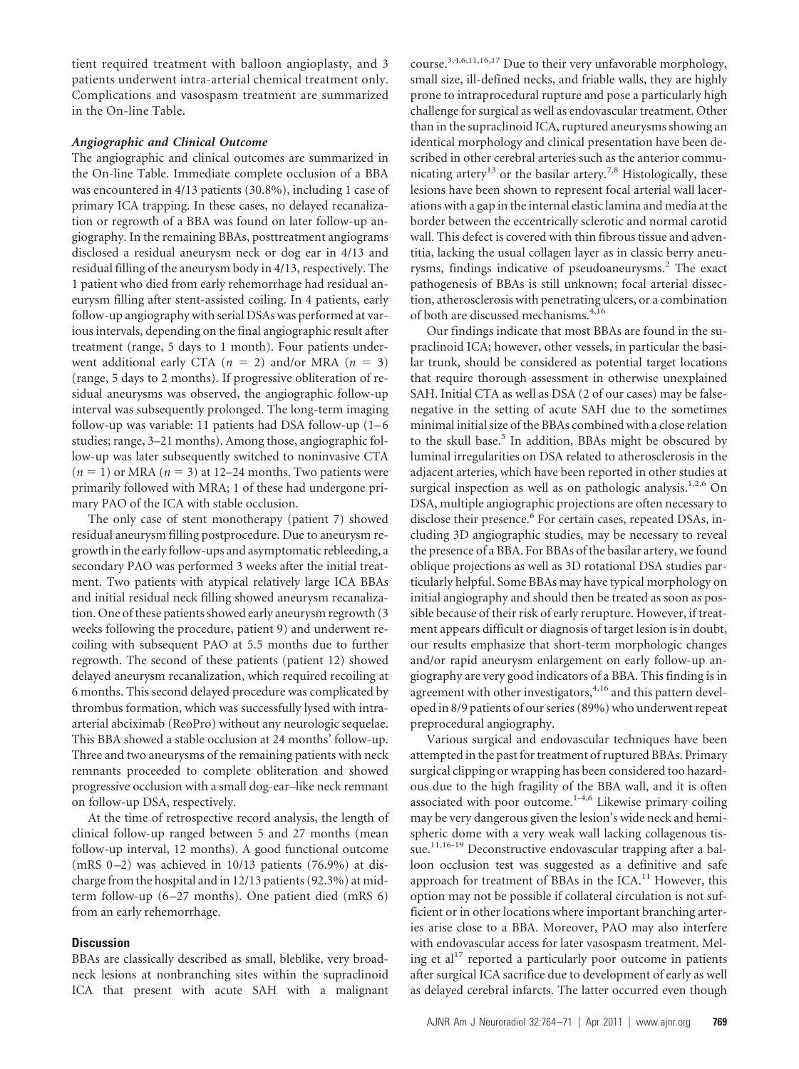tient required treatment with balloon angioplasty, and 3 patients underwent intra-arterial chemical treatment only. Complications and vasospasm treatment are summarized in the On-line Table.

### *Angiographic and Clinical Outcome*

The angiographic and clinical outcomes are summarized in the On-line Table. Immediate complete occlusion of a BBA was encountered in 4/13 patients (30.8%), including 1 case of primary ICA trapping. In these cases, no delayed recanalization or regrowth of a BBA was found on later follow-up angiography. In the remaining BBAs, posttreatment angiograms disclosed a residual aneurysm neck or dog ear in 4/13 and residual filling of the aneurysm body in 4/13, respectively. The 1 patient who died from early rehemorrhage had residual aneurysm filling after stent-assisted coiling. In 4 patients, early follow-up angiography with serial DSAs was performed at various intervals, depending on the final angiographic result after treatment (range, 5 days to 1 month). Four patients underwent additional early CTA ($n = 2$) and/or MRA ($n = 3$) (range, 5 days to 2 months). If progressive obliteration of residual aneurysms was observed, the angiographic follow-up interval was subsequently prolonged. The long-term imaging follow-up was variable: 11 patients had DSA follow-up (1–6 studies; range, 3–21 months). Among those, angiographic follow-up was later subsequently switched to noninvasive CTA ($n = 1$) or MRA ($n = 3$) at 12–24 months. Two patients were primarily followed with MRA; 1 of these had undergone primary PAO of the ICA with stable occlusion.

The only case of stent monotherapy (patient 7) showed residual aneurysm filling postprocedure. Due to aneurysm regrowth in the early follow-ups and asymptomatic rebleeding, a secondary PAO was performed 3 weeks after the initial treatment. Two patients with atypical relatively large ICA BBAs and initial residual neck filling showed aneurysm recanalization. One of these patients showed early aneurysm regrowth (3 weeks following the procedure, patient 9) and underwent recoiling with subsequent PAO at 5.5 months due to further regrowth. The second of these patients (patient 12) showed delayed aneurysm recanalization, which required recoiling at 6 months. This second delayed procedure was complicated by thrombus formation, which was successfully lysed with intra-arterial abciximab (ReoPro) without any neurologic sequelae. This BBA showed a stable occlusion at 24 months' follow-up. Three and two aneurysms of the remaining patients with neck remnants proceeded to complete obliteration and showed progressive occlusion with a small dog-ear–like neck remnant on follow-up DSA, respectively.

At the time of retrospective record analysis, the length of clinical follow-up ranged between 5 and 27 months (mean follow-up interval, 12 months). A good functional outcome (mRS 0–2) was achieved in 10/13 patients (76.9%) at discharge from the hospital and in 12/13 patients (92.3%) at midterm follow-up (6–27 months). One patient died (mRS 6) from an early rehemorrhage.

## Discussion

BBAs are classically described as small, bleblike, very broad-neck lesions at nonbranching sites within the supraclinoid ICA that present with acute SAH with a malignant course.[3,4,6,11,16,17] Due to their very unfavorable morphology, small size, ill-defined necks, and friable walls, they are highly prone to intraprocedural rupture and pose a particularly high challenge for surgical as well as endovascular treatment. Other than in the supraclinoid ICA, ruptured aneurysms showing an identical morphology and clinical presentation have been described in other cerebral arteries such as the anterior communicating artery[13] or the basilar artery.[7,8] Histologically, these lesions have been shown to represent focal arterial wall lacerations with a gap in the internal elastic lamina and media at the border between the eccentrically sclerotic and normal carotid wall. This defect is covered with thin fibrous tissue and adventitia, lacking the usual collagen layer as in classic berry aneurysms, findings indicative of pseudoaneurysms.[2] The exact pathogenesis of BBAs is still unknown; focal arterial dissection, atherosclerosis with penetrating ulcers, or a combination of both are discussed mechanisms.[4,16]

Our findings indicate that most BBAs are found in the supraclinoid ICA; however, other vessels, in particular the basilar trunk, should be considered as potential target locations that require thorough assessment in otherwise unexplained SAH. Initial CTA as well as DSA (2 of our cases) may be false-negative in the setting of acute SAH due to the sometimes minimal initial size of the BBAs combined with a close relation to the skull base.[5] In addition, BBAs might be obscured by luminal irregularities on DSA related to atherosclerosis in the adjacent arteries, which have been reported in other studies at surgical inspection as well as on pathologic analysis.[1,2,6] On DSA, multiple angiographic projections are often necessary to disclose their presence.[6] For certain cases, repeated DSAs, including 3D angiographic studies, may be necessary to reveal the presence of a BBA. For BBAs of the basilar artery, we found oblique projections as well as 3D rotational DSA studies particularly helpful. Some BBAs may have typical morphology on initial angiography and should then be treated as soon as possible because of their risk of early rerupture. However, if treatment appears difficult or diagnosis of target lesion is in doubt, our results emphasize that short-term morphologic changes and/or rapid aneurysm enlargement on early follow-up angiography are very good indicators of a BBA. This finding is in agreement with other investigators,[4,16] and this pattern developed in 8/9 patients of our series (89%) who underwent repeat preprocedural angiography.

Various surgical and endovascular techniques have been attempted in the past for treatment of ruptured BBAs. Primary surgical clipping or wrapping has been considered too hazardous due to the high fragility of the BBA wall, and it is often associated with poor outcome.[1-4,6] Likewise primary coiling may be very dangerous given the lesion's wide neck and hemispheric dome with a very weak wall lacking collagenous tissue.[11,16-19] Deconstructive endovascular trapping after a balloon occlusion test was suggested as a definitive and safe approach for treatment of BBAs in the ICA.[11] However, this option may not be possible if collateral circulation is not sufficient or in other locations where important branching arteries arise close to a BBA. Moreover, PAO may also interfere with endovascular access for later vasospasm treatment. Meling et al[17] reported a particularly poor outcome in patients after surgical ICA sacrifice due to development of early as well as delayed cerebral infarcts. The latter occurred even though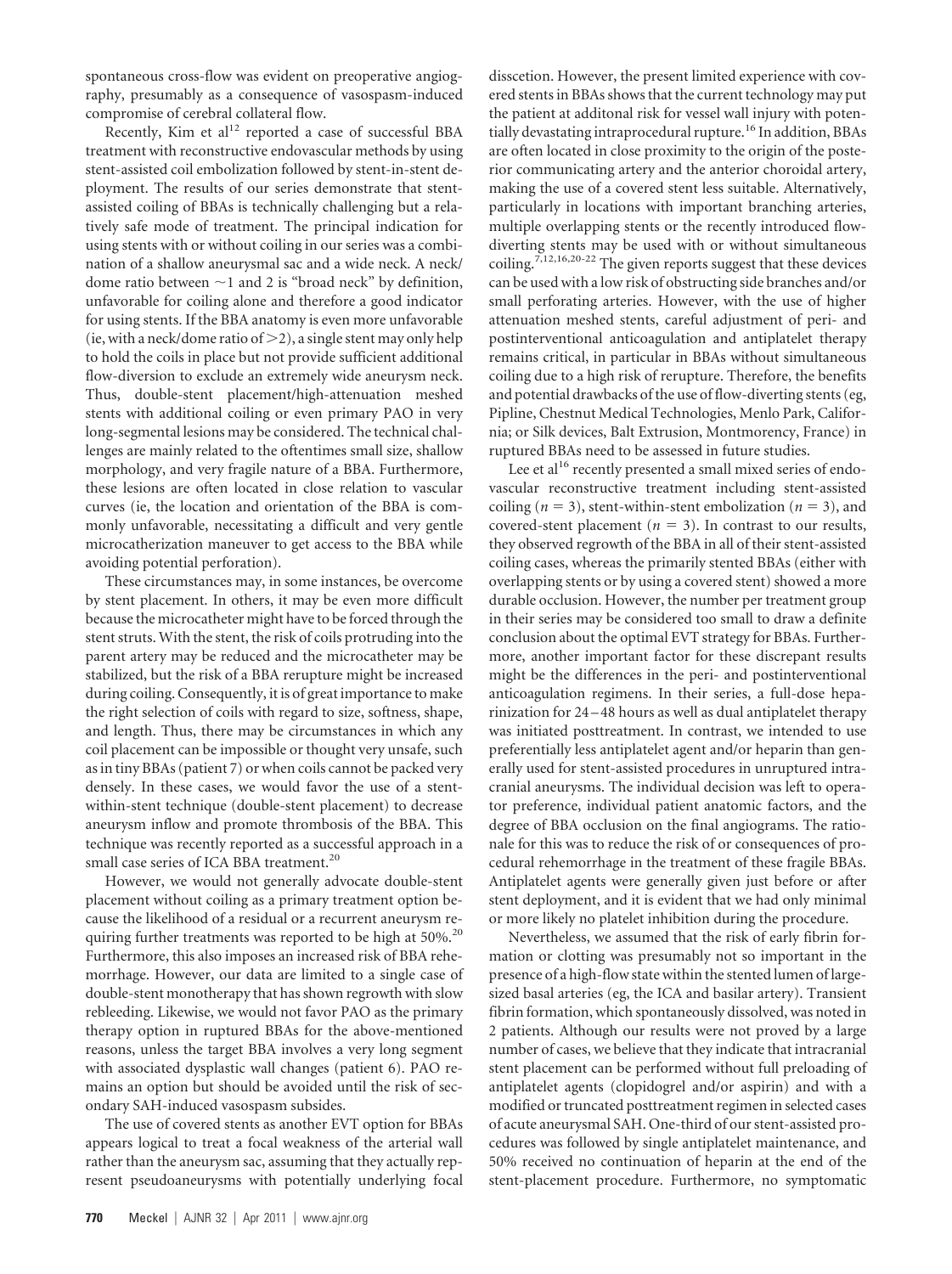spontaneous cross-flow was evident on preoperative angiography, presumably as a consequence of vasospasm-induced compromise of cerebral collateral flow.

Recently, Kim et al[12] reported a case of successful BBA treatment with reconstructive endovascular methods by using stent-assisted coil embolization followed by stent-in-stent deployment. The results of our series demonstrate that stent-assisted coiling of BBAs is technically challenging but a relatively safe mode of treatment. The principal indication for using stents with or without coiling in our series was a combination of a shallow aneurysmal sac and a wide neck. A neck/dome ratio between ~1 and 2 is "broad neck" by definition, unfavorable for coiling alone and therefore a good indicator for using stents. If the BBA anatomy is even more unfavorable (ie, with a neck/dome ratio of >2), a single stent may only help to hold the coils in place but not provide sufficient additional flow-diversion to exclude an extremely wide aneurysm neck. Thus, double-stent placement/high-attenuation meshed stents with additional coiling or even primary PAO in very long-segmental lesions may be considered. The technical challenges are mainly related to the oftentimes small size, shallow morphology, and very fragile nature of a BBA. Furthermore, these lesions are often located in close relation to vascular curves (ie, the location and orientation of the BBA is commonly unfavorable, necessitating a difficult and very gentle microcatherization maneuver to get access to the BBA while avoiding potential perforation).

These circumstances may, in some instances, be overcome by stent placement. In others, it may be even more difficult because the microcatheter might have to be forced through the stent struts. With the stent, the risk of coils protruding into the parent artery may be reduced and the microcatheter may be stabilized, but the risk of a BBA rerupture might be increased during coiling. Consequently, it is of great importance to make the right selection of coils with regard to size, softness, shape, and length. Thus, there may be circumstances in which any coil placement can be impossible or thought very unsafe, such as in tiny BBAs (patient 7) or when coils cannot be packed very densely. In these cases, we would favor the use of a stent-within-stent technique (double-stent placement) to decrease aneurysm inflow and promote thrombosis of the BBA. This technique was recently reported as a successful approach in a small case series of ICA BBA treatment.[20]

However, we would not generally advocate double-stent placement without coiling as a primary treatment option because the likelihood of a residual or a recurrent aneurysm requiring further treatments was reported to be high at 50%.[20] Furthermore, this also imposes an increased risk of BBA rehemorrhage. However, our data are limited to a single case of double-stent monotherapy that has shown regrowth with slow rebleeding. Likewise, we would not favor PAO as the primary therapy option in ruptured BBAs for the above-mentioned reasons, unless the target BBA involves a very long segment with associated dysplastic wall changes (patient 6). PAO remains an option but should be avoided until the risk of secondary SAH-induced vasospasm subsides.

The use of covered stents as another EVT option for BBAs appears logical to treat a focal weakness of the arterial wall rather than the aneurysm sac, assuming that they actually represent pseudoaneurysms with potentially underlying focal disscetion. However, the present limited experience with covered stents in BBAs shows that the current technology may put the patient at additonal risk for vessel wall injury with potentially devastating intraprocedural rupture.[16] In addition, BBAs are often located in close proximity to the origin of the posterior communicating artery and the anterior choroidal artery, making the use of a covered stent less suitable. Alternatively, particularly in locations with important branching arteries, multiple overlapping stents or the recently introduced flow-diverting stents may be used with or without simultaneous coiling.[7,12,16,20-22] The given reports suggest that these devices can be used with a low risk of obstructing side branches and/or small perforating arteries. However, with the use of higher attenuation meshed stents, careful adjustment of peri- and postinterventional anticoagulation and antiplatelet therapy remains critical, in particular in BBAs without simultaneous coiling due to a high risk of rerupture. Therefore, the benefits and potential drawbacks of the use of flow-diverting stents (eg, Pipline, Chestnut Medical Technologies, Menlo Park, California; or Silk devices, Balt Extrusion, Montmorency, France) in ruptured BBAs need to be assessed in future studies.

Lee et al[16] recently presented a small mixed series of endovascular reconstructive treatment including stent-assisted coiling ($n = 3$), stent-within-stent embolization ($n = 3$), and covered-stent placement ($n = 3$). In contrast to our results, they observed regrowth of the BBA in all of their stent-assisted coiling cases, whereas the primarily stented BBAs (either with overlapping stents or by using a covered stent) showed a more durable occlusion. However, the number per treatment group in their series may be considered too small to draw a definite conclusion about the optimal EVT strategy for BBAs. Furthermore, another important factor for these discrepant results might be the differences in the peri- and postinterventional anticoagulation regimens. In their series, a full-dose heparinization for 24–48 hours as well as dual antiplatelet therapy was initiated posttreatment. In contrast, we intended to use preferentially less antiplatelet agent and/or heparin than generally used for stent-assisted procedures in unruptured intracranial aneurysms. The individual decision was left to operator preference, individual patient anatomic factors, and the degree of BBA occlusion on the final angiograms. The rationale for this was to reduce the risk of or consequences of procedural rehemorrhage in the treatment of these fragile BBAs. Antiplatelet agents were generally given just before or after stent deployment, and it is evident that we had only minimal or more likely no platelet inhibition during the procedure.

Nevertheless, we assumed that the risk of early fibrin formation or clotting was presumably not so important in the presence of a high-flow state within the stented lumen of large-sized basal arteries (eg, the ICA and basilar artery). Transient fibrin formation, which spontaneously dissolved, was noted in 2 patients. Although our results were not proved by a large number of cases, we believe that they indicate that intracranial stent placement can be performed without full preloading of antiplatelet agents (clopidogrel and/or aspirin) and with a modified or truncated posttreatment regimen in selected cases of acute aneurysmal SAH. One-third of our stent-assisted procedures was followed by single antiplatelet maintenance, and 50% received no continuation of heparin at the end of the stent-placement procedure. Furthermore, no symptomatic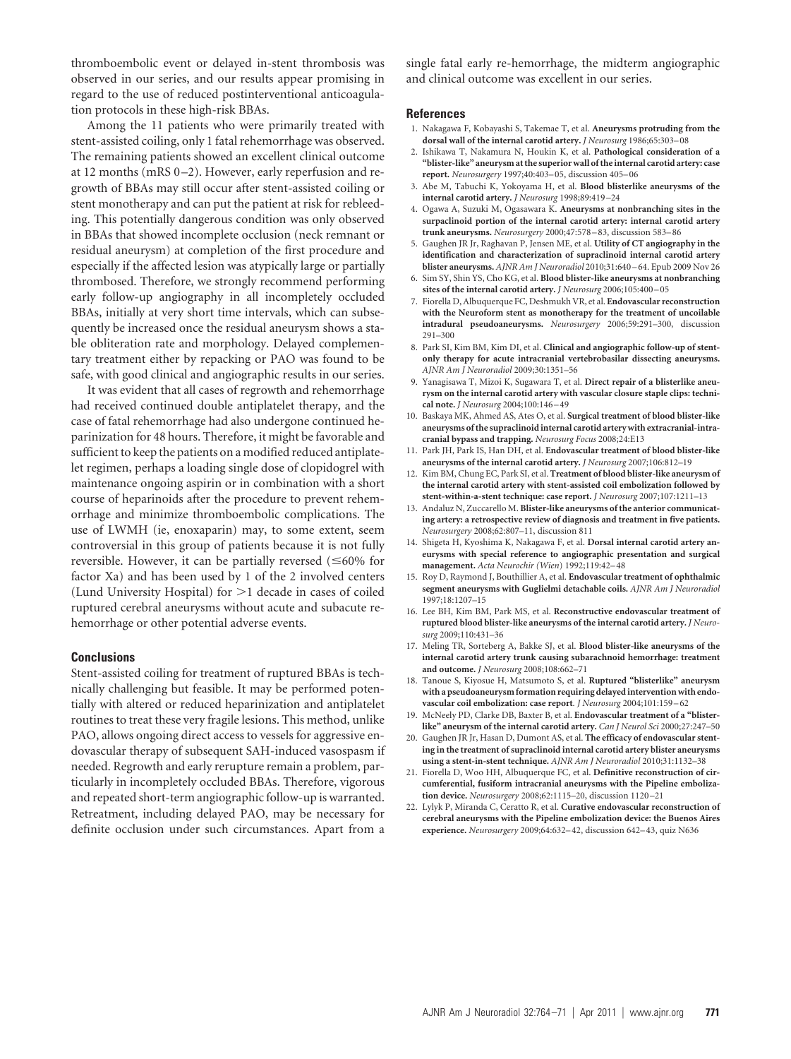thromboembolic event or delayed in-stent thrombosis was observed in our series, and our results appear promising in regard to the use of reduced postinterventional anticoagulation protocols in these high-risk BBAs.

Among the 11 patients who were primarily treated with stent-assisted coiling, only 1 fatal rehemorrhage was observed. The remaining patients showed an excellent clinical outcome at 12 months (mRS 0–2). However, early reperfusion and regrowth of BBAs may still occur after stent-assisted coiling or stent monotherapy and can put the patient at risk for rebleeding. This potentially dangerous condition was only observed in BBAs that showed incomplete occlusion (neck remnant or residual aneurysm) at completion of the first procedure and especially if the affected lesion was atypically large or partially thrombosed. Therefore, we strongly recommend performing early follow-up angiography in all incompletely occluded BBAs, initially at very short time intervals, which can subsequently be increased once the residual aneurysm shows a stable obliteration rate and morphology. Delayed complementary treatment either by repacking or PAO was found to be safe, with good clinical and angiographic results in our series.

It was evident that all cases of regrowth and rehemorrhage had received continued double antiplatelet therapy, and the case of fatal rehemorrhage had also undergone continued heparinization for 48 hours. Therefore, it might be favorable and sufficient to keep the patients on a modified reduced antiplatelet regimen, perhaps a loading single dose of clopidogrel with maintenance ongoing aspirin or in combination with a short course of heparinoids after the procedure to prevent rehemorrhage and minimize thromboembolic complications. The use of LWMH (ie, enoxaparin) may, to some extent, seem controversial in this group of patients because it is not fully reversible. However, it can be partially reversed ($\leq$60% for factor Xa) and has been used by 1 of the 2 involved centers (Lund University Hospital) for >1 decade in cases of coiled ruptured cerebral aneurysms without acute and subacute rehemorrhage or other potential adverse events.

## Conclusions

Stent-assisted coiling for treatment of ruptured BBAs is technically challenging but feasible. It may be performed potentially with altered or reduced heparinization and antiplatelet routines to treat these very fragile lesions. This method, unlike PAO, allows ongoing direct access to vessels for aggressive endovascular therapy of subsequent SAH-induced vasospasm if needed. Regrowth and early rerupture remain a problem, particularly in incompletely occluded BBAs. Therefore, vigorous and repeated short-term angiographic follow-up is warranted. Retreatment, including delayed PAO, may be necessary for definite occlusion under such circumstances. Apart from a single fatal early re-hemorrhage, the midterm angiographic and clinical outcome was excellent in our series.

## References

1. Nakagawa F, Kobayashi S, Takemae T, et al. **Aneurysms protruding from the dorsal wall of the internal carotid artery.** *J Neurosurg* 1986;65:303–08
2. Ishikawa T, Nakamura N, Houkin K, et al. **Pathological consideration of a "blister-like" aneurysm at the superior wall of the internal carotid artery: case report.** *Neurosurgery* 1997;40:403–05, discussion 405–06
3. Abe M, Tabuchi K, Yokoyama H, et al. **Blood blisterlike aneurysms of the internal carotid artery.** *J Neurosurg* 1998;89:419–24
4. Ogawa A, Suzuki M, Ogasawara K. **Aneurysms at nonbranching sites in the surpaclinoid portion of the internal carotid artery: internal carotid artery trunk aneurysms.** *Neurosurgery* 2000;47:578–83, discussion 583–86
5. Gaughen JR Jr, Raghavan P, Jensen ME, et al. **Utility of CT angiography in the identification and characterization of supraclinoid internal carotid artery blister aneurysms.** *AJNR Am J Neuroradiol* 2010;31:640–64. Epub 2009 Nov 26
6. Sim SY, Shin YS, Cho KG, et al. **Blood blister-like aneurysms at nonbranching sites of the internal carotid artery.** *J Neurosurg* 2006;105:400–05
7. Fiorella D, Albuquerque FC, Deshmukh VR, et al. **Endovascular reconstruction with the Neuroform stent as monotherapy for the treatment of uncoilable intradural pseudoaneurysms.** *Neurosurgery* 2006;59:291–300, discussion 291–300
8. Park SI, Kim BM, Kim DI, et al. **Clinical and angiographic follow-up of stent-only therapy for acute intracranial vertebrobasilar dissecting aneurysms.** *AJNR Am J Neuroradiol* 2009;30:1351–56
9. Yanagisawa T, Mizoi K, Sugawara T, et al. **Direct repair of a blisterlike aneurysm on the internal carotid artery with vascular closure staple clips: technical note.** *J Neurosurg* 2004;100:146–49
10. Baskaya MK, Ahmed AS, Ates O, et al. **Surgical treatment of blood blister-like aneurysms of the supraclinoid internal carotid artery with extracranial-intracranial bypass and trapping.** *Neurosurg Focus* 2008;24:E13
11. Park JH, Park IS, Han DH, et al. **Endovascular treatment of blood blister-like aneurysms of the internal carotid artery.** *J Neurosurg* 2007;106:812–19
12. Kim BM, Chung EC, Park SI, et al. **Treatment of blood blister-like aneurysm of the internal carotid artery with stent-assisted coil embolization followed by stent-within-a-stent technique: case report.** *J Neurosurg* 2007;107:1211–13
13. Andaluz N, Zuccarello M. **Blister-like aneurysms of the anterior communicating artery: a retrospective review of diagnosis and treatment in five patients.** *Neurosurgery* 2008;62:807–11, discussion 811
14. Shigeta H, Kyoshima K, Nakagawa F, et al. **Dorsal internal carotid artery aneurysms with special reference to angiographic presentation and surgical management.** *Acta Neurochir (Wien)* 1992;119:42–48
15. Roy D, Raymond J, Bouthillier A, et al. **Endovascular treatment of ophthalmic segment aneurysms with Guglielmi detachable coils.** *AJNR Am J Neuroradiol* 1997;18:1207–15
16. Lee BH, Kim BM, Park MS, et al. **Reconstructive endovascular treatment of ruptured blood blister-like aneurysms of the internal carotid artery.** *J Neurosurg* 2009;110:431–36
17. Meling TR, Sorteberg A, Bakke SJ, et al. **Blood blister-like aneurysms of the internal carotid artery trunk causing subarachnoid hemorrhage: treatment and outcome.** *J Neurosurg* 2008;108:662–71
18. Tanoue S, Kiyosue H, Matsumoto S, et al. **Ruptured "blisterlike" aneurysm with a pseudoaneurysm formation requiring delayed intervention with endovascular coil embolization: case report**. *J Neurosurg* 2004;101:159–62
19. McNeely PD, Clarke DB, Baxter B, et al. **Endovascular treatment of a "blister-like" aneurysm of the internal carotid artery.** *Can J Neurol Sci* 2000;27:247–50
20. Gaughen JR Jr, Hasan D, Dumont AS, et al. **The efficacy of endovascular stenting in the treatment of supraclinoid internal carotid artery blister aneurysms using a stent-in-stent technique.** *AJNR Am J Neuroradiol* 2010;31:1132–38
21. Fiorella D, Woo HH, Albuquerque FC, et al. **Definitive reconstruction of circumferential, fusiform intracranial aneurysms with the Pipeline embolization device.** *Neurosurgery* 2008;62:1115–20, discussion 1120–21
22. Lylyk P, Miranda C, Ceratto R, et al. **Curative endovascular reconstruction of cerebral aneurysms with the Pipeline embolization device: the Buenos Aires experience.** *Neurosurgery* 2009;64:632–42, discussion 642–43, quiz N636